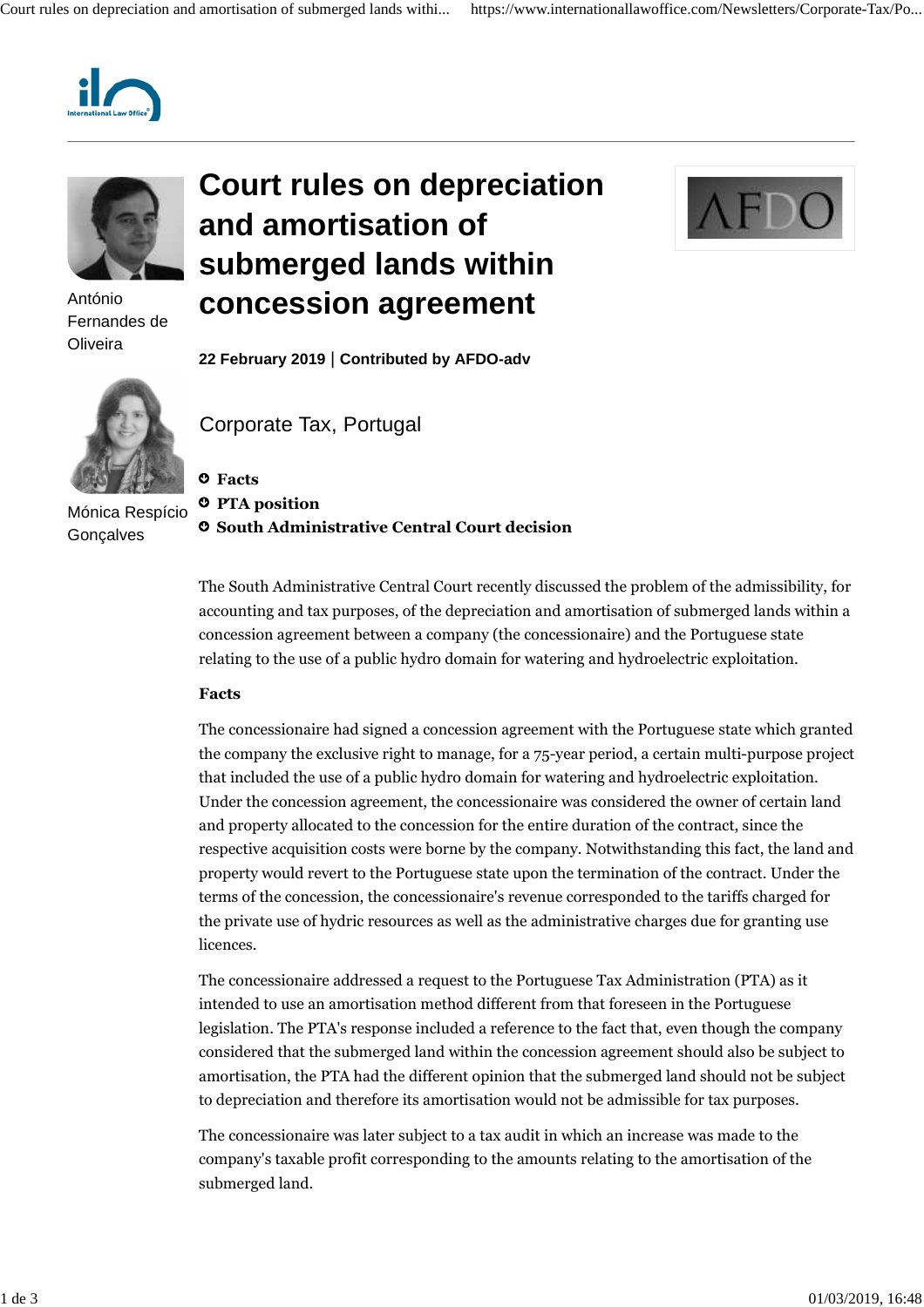# Court rules on depreciation and amortisation of submerged lands within concession agreement

António Fernandes de Oliveira

Mónica Respício Gonçalves

**22 February 2019 | Contributed by AFDO-adv**

Corporate Tax, Portugal

- **Facts**
- **PTA position**
- **South Administrative Central Court decision**

The South Administrative Central Court recently discussed the problem of the admissibility, for accounting and tax purposes, of the depreciation and amortisation of submerged lands within a concession agreement between a company (the concessionaire) and the Portuguese state relating to the use of a public hydro domain for watering and hydroelectric exploitation.

**Facts**

The concessionaire had signed a concession agreement with the Portuguese state which granted the company the exclusive right to manage, for a 75-year period, a certain multi-purpose project that included the use of a public hydro domain for watering and hydroelectric exploitation. Under the concession agreement, the concessionaire was considered the owner of certain land and property allocated to the concession for the entire duration of the contract, since the respective acquisition costs were borne by the company. Notwithstanding this fact, the land and property would revert to the Portuguese state upon the termination of the contract. Under the terms of the concession, the concessionaire's revenue corresponded to the tariffs charged for the private use of hydric resources as well as the administrative charges due for granting use licences.

The concessionaire addressed a request to the Portuguese Tax Administration (PTA) as it intended to use an amortisation method different from that foreseen in the Portuguese legislation. The PTA's response included a reference to the fact that, even though the company considered that the submerged land within the concession agreement should also be subject to amortisation, the PTA had the different opinion that the submerged land should not be subject to depreciation and therefore its amortisation would not be admissible for tax purposes.

The concessionaire was later subject to a tax audit in which an increase was made to the company's taxable profit corresponding to the amounts relating to the amortisation of the submerged land.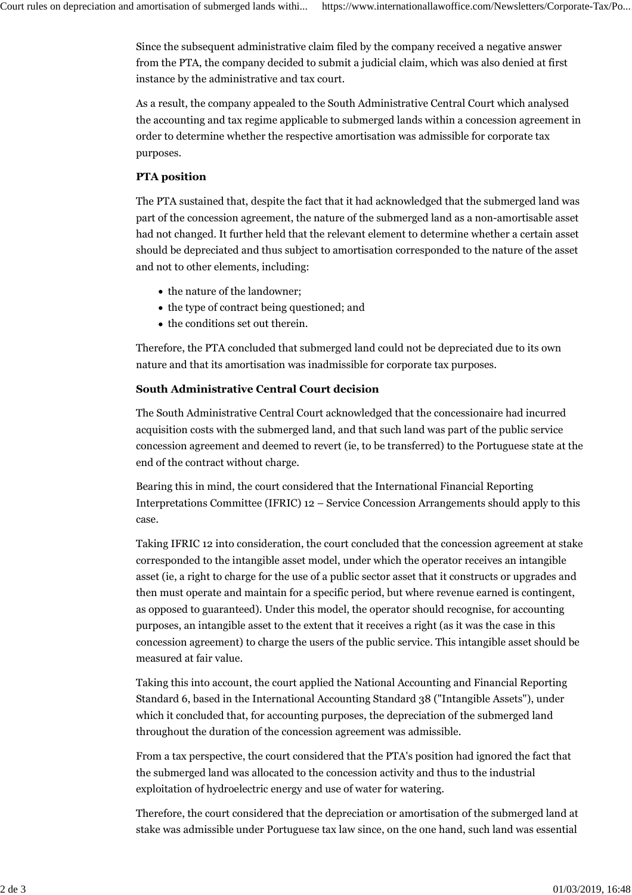Since the subsequent administrative claim filed by the company received a negative answer from the PTA, the company decided to submit a judicial claim, which was also denied at first instance by the administrative and tax court.

As a result, the company appealed to the South Administrative Central Court which analysed the accounting and tax regime applicable to submerged lands within a concession agreement in order to determine whether the respective amortisation was admissible for corporate tax purposes.

**PTA position**

The PTA sustained that, despite the fact that it had acknowledged that the submerged land was part of the concession agreement, the nature of the submerged land as a non-amortisable asset had not changed. It further held that the relevant element to determine whether a certain asset should be depreciated and thus subject to amortisation corresponded to the nature of the asset and not to other elements, including:

- the nature of the landowner;
- the type of contract being questioned; and
- the conditions set out therein.

Therefore, the PTA concluded that submerged land could not be depreciated due to its own nature and that its amortisation was inadmissible for corporate tax purposes.

**South Administrative Central Court decision**

The South Administrative Central Court acknowledged that the concessionaire had incurred acquisition costs with the submerged land, and that such land was part of the public service concession agreement and deemed to revert (ie, to be transferred) to the Portuguese state at the end of the contract without charge.

Bearing this in mind, the court considered that the International Financial Reporting Interpretations Committee (IFRIC) 12 – Service Concession Arrangements should apply to this case.

Taking IFRIC 12 into consideration, the court concluded that the concession agreement at stake corresponded to the intangible asset model, under which the operator receives an intangible asset (ie, a right to charge for the use of a public sector asset that it constructs or upgrades and then must operate and maintain for a specific period, but where revenue earned is contingent, as opposed to guaranteed). Under this model, the operator should recognise, for accounting purposes, an intangible asset to the extent that it receives a right (as it was the case in this concession agreement) to charge the users of the public service. This intangible asset should be measured at fair value.

Taking this into account, the court applied the National Accounting and Financial Reporting Standard 6, based in the International Accounting Standard 38 ("Intangible Assets"), under which it concluded that, for accounting purposes, the depreciation of the submerged land throughout the duration of the concession agreement was admissible.

From a tax perspective, the court considered that the PTA's position had ignored the fact that the submerged land was allocated to the concession activity and thus to the industrial exploitation of hydroelectric energy and use of water for watering.

Therefore, the court considered that the depreciation or amortisation of the submerged land at stake was admissible under Portuguese tax law since, on the one hand, such land was essential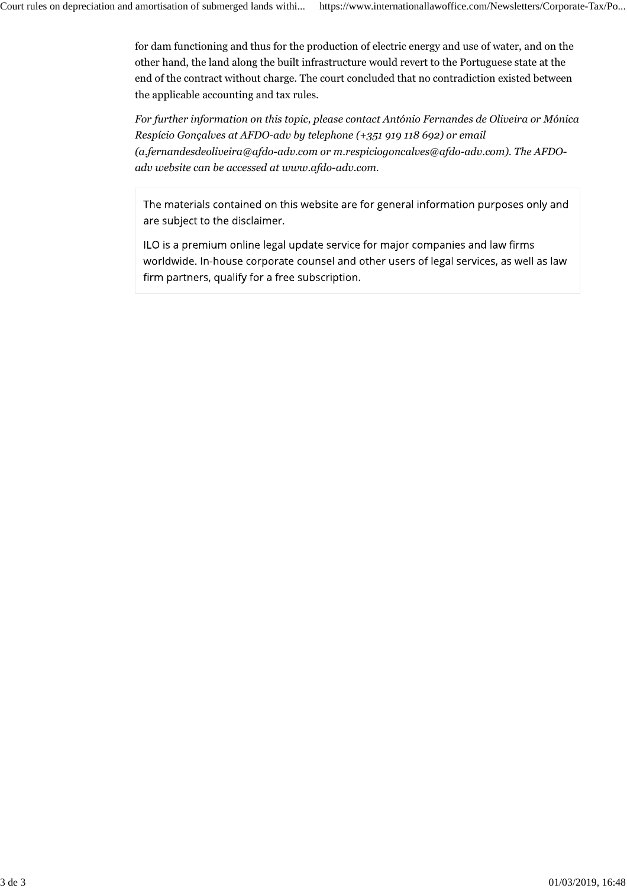for dam functioning and thus for the production of electric energy and use of water, and on the other hand, the land along the built infrastructure would revert to the Portuguese state at the end of the contract without charge. The court concluded that no contradiction existed between the applicable accounting and tax rules.

*For further information on this topic, please contact António Fernandes de Oliveira or Mónica Respício Gonçalves at AFDO-adv by telephone (+351 919 118 692) or email (a.fernandesdeoliveira@afdo-adv.com or m.respiciogoncalves@afdo-adv.com). The AFDO-adv website can be accessed at www.afdo-adv.com.*

The materials contained on this website are for general information purposes only and are subject to the disclaimer.

ILO is a premium online legal update service for major companies and law firms worldwide. In-house corporate counsel and other users of legal services, as well as law firm partners, qualify for a free subscription.